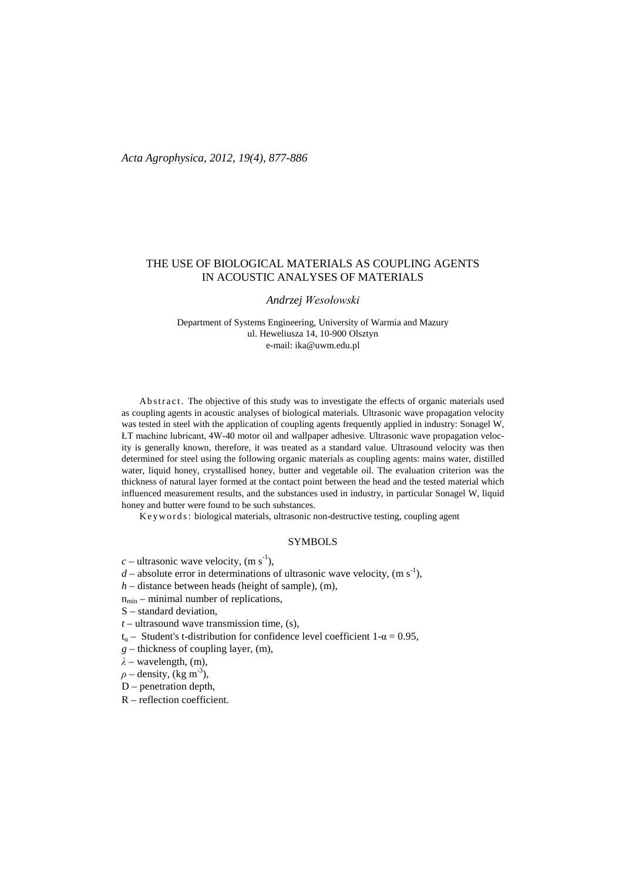# THE USE OF BIOLOGICAL MATERIALS AS COUPLING AGENTS IN ACOUSTIC ANALYSES OF MATERIALS

*Andrzej Wesołowski*

Department of Systems Engineering, University of Warmia and Mazury
ul. Heweliusza 14, 10-900 Olsztyn
e-mail: ika@uwm.edu.pl

Abstract. The objective of this study was to investigate the effects of organic materials used as coupling agents in acoustic analyses of biological materials. Ultrasonic wave propagation velocity was tested in steel with the application of coupling agents frequently applied in industry: Sonagel W, ŁT machine lubricant, 4W-40 motor oil and wallpaper adhesive. Ultrasonic wave propagation velocity is generally known, therefore, it was treated as a standard value. Ultrasound velocity was then determined for steel using the following organic materials as coupling agents: mains water, distilled water, liquid honey, crystallised honey, butter and vegetable oil. The evaluation criterion was the thickness of natural layer formed at the contact point between the head and the tested material which influenced measurement results, and the substances used in industry, in particular Sonagel W, liquid honey and butter were found to be such substances.

Keywords: biological materials, ultrasonic non-destructive testing, coupling agent

## SYMBOLS

$c$ – ultrasonic wave velocity, (m $s^{-1}$),
$d$ – absolute error in determinations of ultrasonic wave velocity, (m $s^{-1}$),
$h$ – distance between heads (height of sample), (m),
$n_{min}$ – minimal number of replications,
S – standard deviation,
$t$ – ultrasound wave transmission time, (s),
$t_{\alpha}$ – Student's t-distribution for confidence level coefficient $1\text{-}\alpha = 0.95$,
$g$ – thickness of coupling layer, (m),
$\lambda$ – wavelength, (m),
$\rho$ – density, (kg $m^{-3}$),
D – penetration depth,
R – reflection coefficient.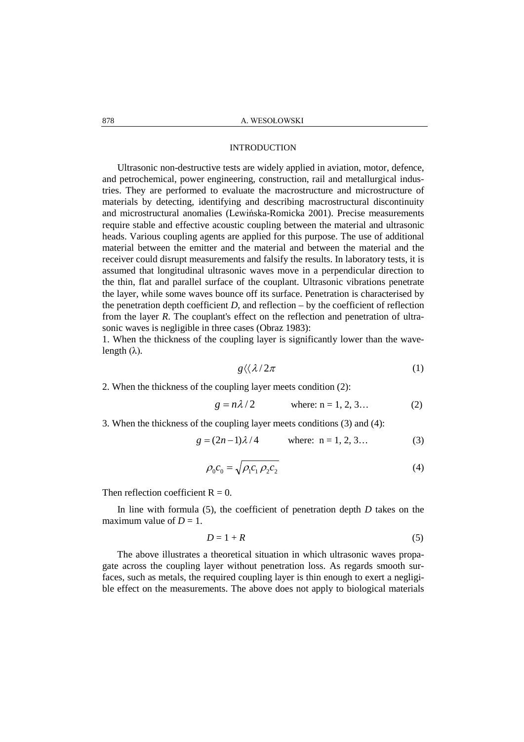## INTRODUCTION

Ultrasonic non-destructive tests are widely applied in aviation, motor, defence, and petrochemical, power engineering, construction, rail and metallurgical industries. They are performed to evaluate the macrostructure and microstructure of materials by detecting, identifying and describing macrostructural discontinuity and microstructural anomalies (Lewińska-Romicka 2001). Precise measurements require stable and effective acoustic coupling between the material and ultrasonic heads. Various coupling agents are applied for this purpose. The use of additional material between the emitter and the material and between the material and the receiver could disrupt measurements and falsify the results. In laboratory tests, it is assumed that longitudinal ultrasonic waves move in a perpendicular direction to the thin, flat and parallel surface of the couplant. Ultrasonic vibrations penetrate the layer, while some waves bounce off its surface. Penetration is characterised by the penetration depth coefficient *D*, and reflection – by the coefficient of reflection from the layer *R*. The couplant's effect on the reflection and penetration of ultrasonic waves is negligible in three cases (Obraz 1983):

1. When the thickness of the coupling layer is significantly lower than the wavelength ($\lambda$).

$$g \ll \lambda / 2\pi \tag{1}$$

2. When the thickness of the coupling layer meets condition (2):

$$g = n\lambda / 2 \qquad \text{where: n = 1, 2, 3…} \tag{2}$$

3. When the thickness of the coupling layer meets conditions (3) and (4):

$$g = (2n-1)\lambda / 4 \qquad \text{where: n = 1, 2, 3…} \tag{3}$$

$$\rho_0 c_0 = \sqrt{\rho_1 c_1 \, \rho_2 c_2} \tag{4}$$

Then reflection coefficient $R = 0$.

In line with formula (5), the coefficient of penetration depth *D* takes on the maximum value of $D = 1$.

$$D = 1 + R \tag{5}$$

The above illustrates a theoretical situation in which ultrasonic waves propagate across the coupling layer without penetration loss. As regards smooth surfaces, such as metals, the required coupling layer is thin enough to exert a negligible effect on the measurements. The above does not apply to biological materials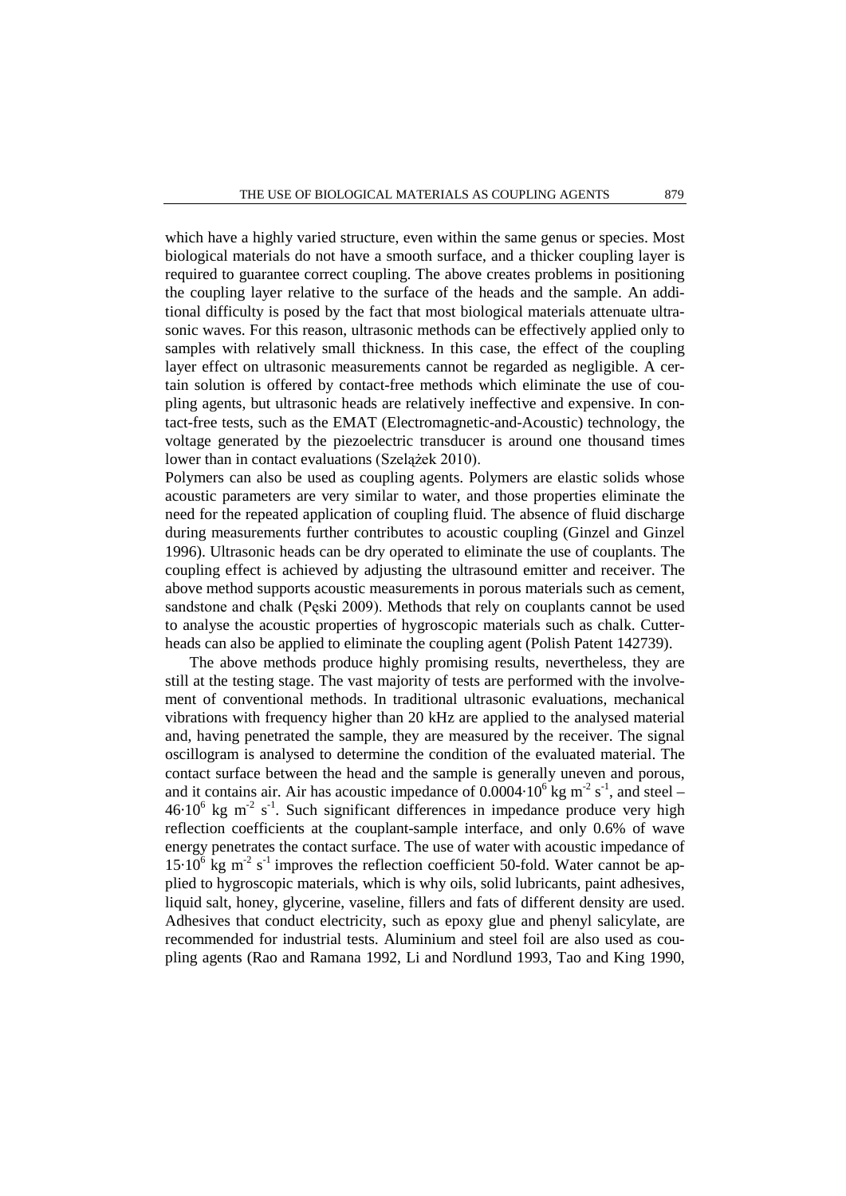which have a highly varied structure, even within the same genus or species. Most biological materials do not have a smooth surface, and a thicker coupling layer is required to guarantee correct coupling. The above creates problems in positioning the coupling layer relative to the surface of the heads and the sample. An additional difficulty is posed by the fact that most biological materials attenuate ultrasonic waves. For this reason, ultrasonic methods can be effectively applied only to samples with relatively small thickness. In this case, the effect of the coupling layer effect on ultrasonic measurements cannot be regarded as negligible. A certain solution is offered by contact-free methods which eliminate the use of coupling agents, but ultrasonic heads are relatively ineffective and expensive. In contact-free tests, such as the EMAT (Electromagnetic-and-Acoustic) technology, the voltage generated by the piezoelectric transducer is around one thousand times lower than in contact evaluations (Szelążek 2010).

Polymers can also be used as coupling agents. Polymers are elastic solids whose acoustic parameters are very similar to water, and those properties eliminate the need for the repeated application of coupling fluid. The absence of fluid discharge during measurements further contributes to acoustic coupling (Ginzel and Ginzel 1996). Ultrasonic heads can be dry operated to eliminate the use of couplants. The coupling effect is achieved by adjusting the ultrasound emitter and receiver. The above method supports acoustic measurements in porous materials such as cement, sandstone and chalk (Pęski 2009). Methods that rely on couplants cannot be used to analyse the acoustic properties of hygroscopic materials such as chalk. Cutterheads can also be applied to eliminate the coupling agent (Polish Patent 142739).

The above methods produce highly promising results, nevertheless, they are still at the testing stage. The vast majority of tests are performed with the involvement of conventional methods. In traditional ultrasonic evaluations, mechanical vibrations with frequency higher than 20 kHz are applied to the analysed material and, having penetrated the sample, they are measured by the receiver. The signal oscillogram is analysed to determine the condition of the evaluated material. The contact surface between the head and the sample is generally uneven and porous, and it contains air. Air has acoustic impedance of $0.0004 \cdot 10^6$ kg m$^{-2}$ s$^{-1}$, and steel – $46 \cdot 10^6$ kg m$^{-2}$ s$^{-1}$. Such significant differences in impedance produce very high reflection coefficients at the couplant-sample interface, and only 0.6% of wave energy penetrates the contact surface. The use of water with acoustic impedance of $15 \cdot 10^6$ kg m$^{-2}$ s$^{-1}$ improves the reflection coefficient 50-fold. Water cannot be applied to hygroscopic materials, which is why oils, solid lubricants, paint adhesives, liquid salt, honey, glycerine, vaseline, fillers and fats of different density are used. Adhesives that conduct electricity, such as epoxy glue and phenyl salicylate, are recommended for industrial tests. Aluminium and steel foil are also used as coupling agents (Rao and Ramana 1992, Li and Nordlund 1993, Tao and King 1990,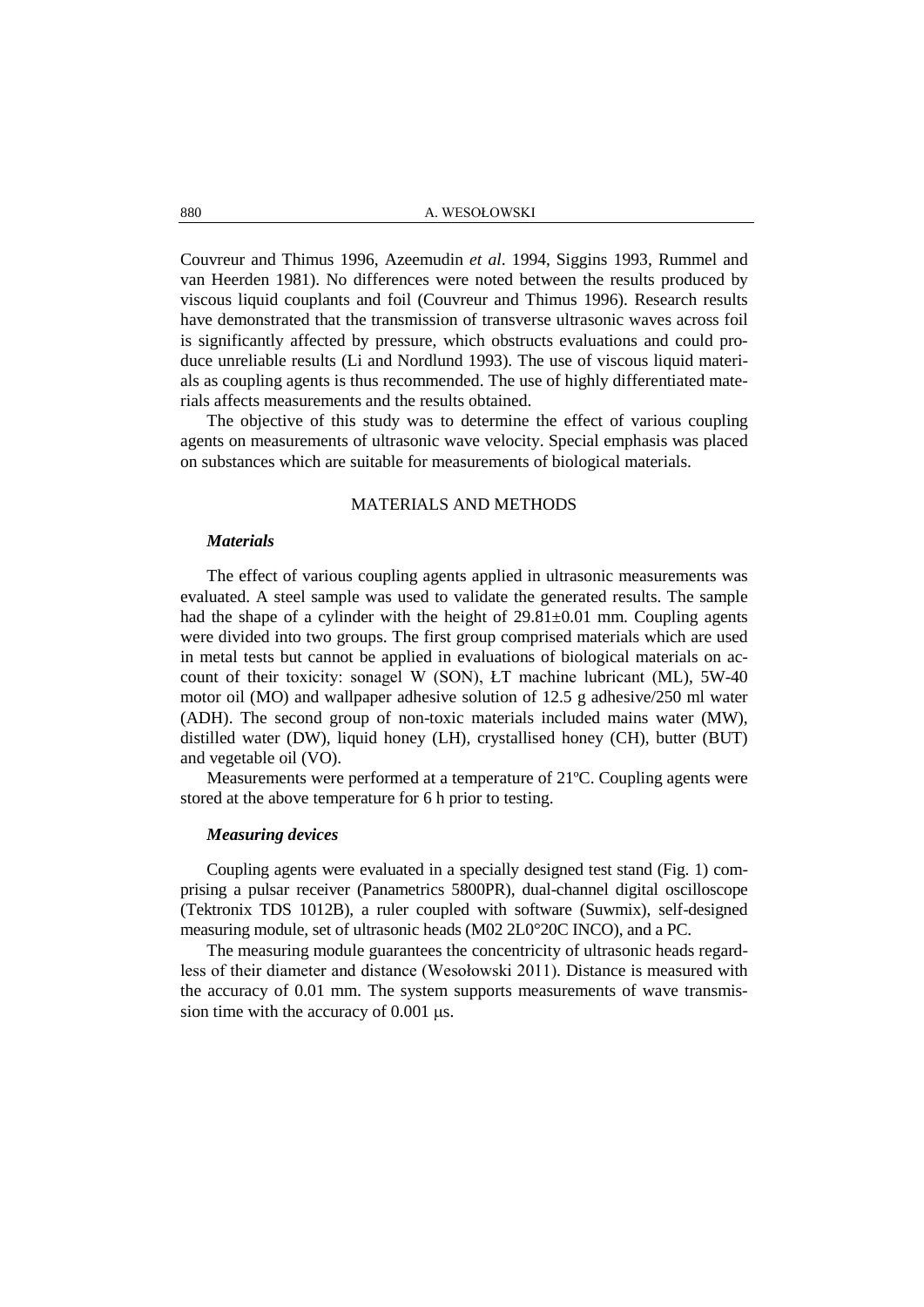Couvreur and Thimus 1996, Azeemudin *et al*. 1994, Siggins 1993, Rummel and van Heerden 1981). No differences were noted between the results produced by viscous liquid couplants and foil (Couvreur and Thimus 1996). Research results have demonstrated that the transmission of transverse ultrasonic waves across foil is significantly affected by pressure, which obstructs evaluations and could produce unreliable results (Li and Nordlund 1993). The use of viscous liquid materials as coupling agents is thus recommended. The use of highly differentiated materials affects measurements and the results obtained.

The objective of this study was to determine the effect of various coupling agents on measurements of ultrasonic wave velocity. Special emphasis was placed on substances which are suitable for measurements of biological materials.

## MATERIALS AND METHODS

### *Materials*

The effect of various coupling agents applied in ultrasonic measurements was evaluated. A steel sample was used to validate the generated results. The sample had the shape of a cylinder with the height of 29.81±0.01 mm. Coupling agents were divided into two groups. The first group comprised materials which are used in metal tests but cannot be applied in evaluations of biological materials on account of their toxicity: sonagel W (SON), ŁT machine lubricant (ML), 5W-40 motor oil (MO) and wallpaper adhesive solution of 12.5 g adhesive/250 ml water (ADH). The second group of non-toxic materials included mains water (MW), distilled water (DW), liquid honey (LH), crystallised honey (CH), butter (BUT) and vegetable oil (VO).

Measurements were performed at a temperature of 21ºC. Coupling agents were stored at the above temperature for 6 h prior to testing.

### *Measuring devices*

Coupling agents were evaluated in a specially designed test stand (Fig. 1) comprising a pulsar receiver (Panametrics 5800PR), dual-channel digital oscilloscope (Tektronix TDS 1012B), a ruler coupled with software (Suwmix), self-designed measuring module, set of ultrasonic heads (M02 2L0°20C INCO), and a PC.

The measuring module guarantees the concentricity of ultrasonic heads regardless of their diameter and distance (Wesołowski 2011). Distance is measured with the accuracy of 0.01 mm. The system supports measurements of wave transmission time with the accuracy of 0.001 μs.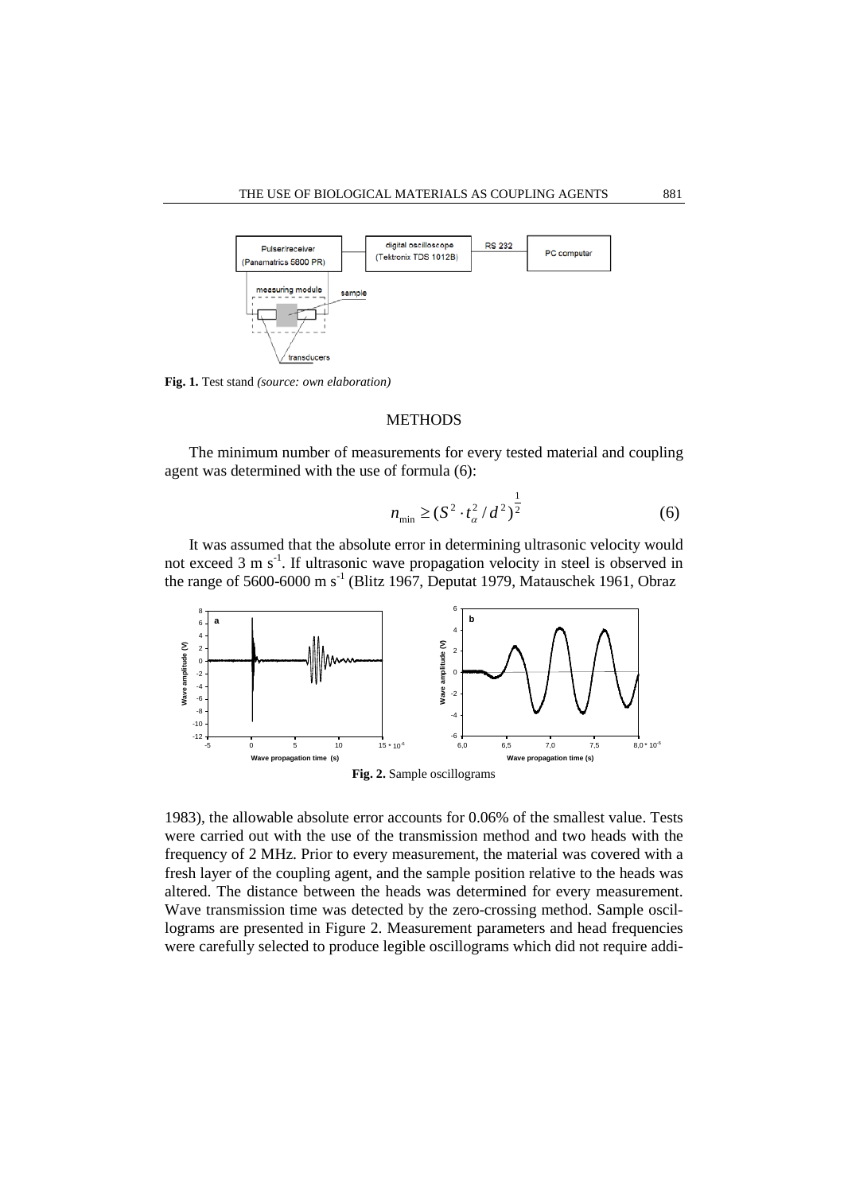Fig. 1. Test stand *(source: own elaboration)*

## METHODS

The minimum number of measurements for every tested material and coupling agent was determined with the use of formula (6):

$$n_{\min} \geq (S^2 \cdot t_{\alpha}^2 / d^2)^{\frac{1}{2}} \tag{6}$$

It was assumed that the absolute error in determining ultrasonic velocity would not exceed 3 m s$^{-1}$. If ultrasonic wave propagation velocity in steel is observed in the range of 5600-6000 m s$^{-1}$ (Blitz 1967, Deputat 1979, Matauschek 1961, Obraz 1983), the allowable absolute error accounts for 0.06% of the smallest value. Tests were carried out with the use of the transmission method and two heads with the frequency of 2 MHz. Prior to every measurement, the material was covered with a fresh layer of the coupling agent, and the sample position relative to the heads was altered. The distance between the heads was determined for every measurement. Wave transmission time was detected by the zero-crossing method. Sample oscillograms are presented in Figure 2. Measurement parameters and head frequencies were carefully selected to produce legible oscillograms which did not require addi-

**Fig. 2.** Sample oscillograms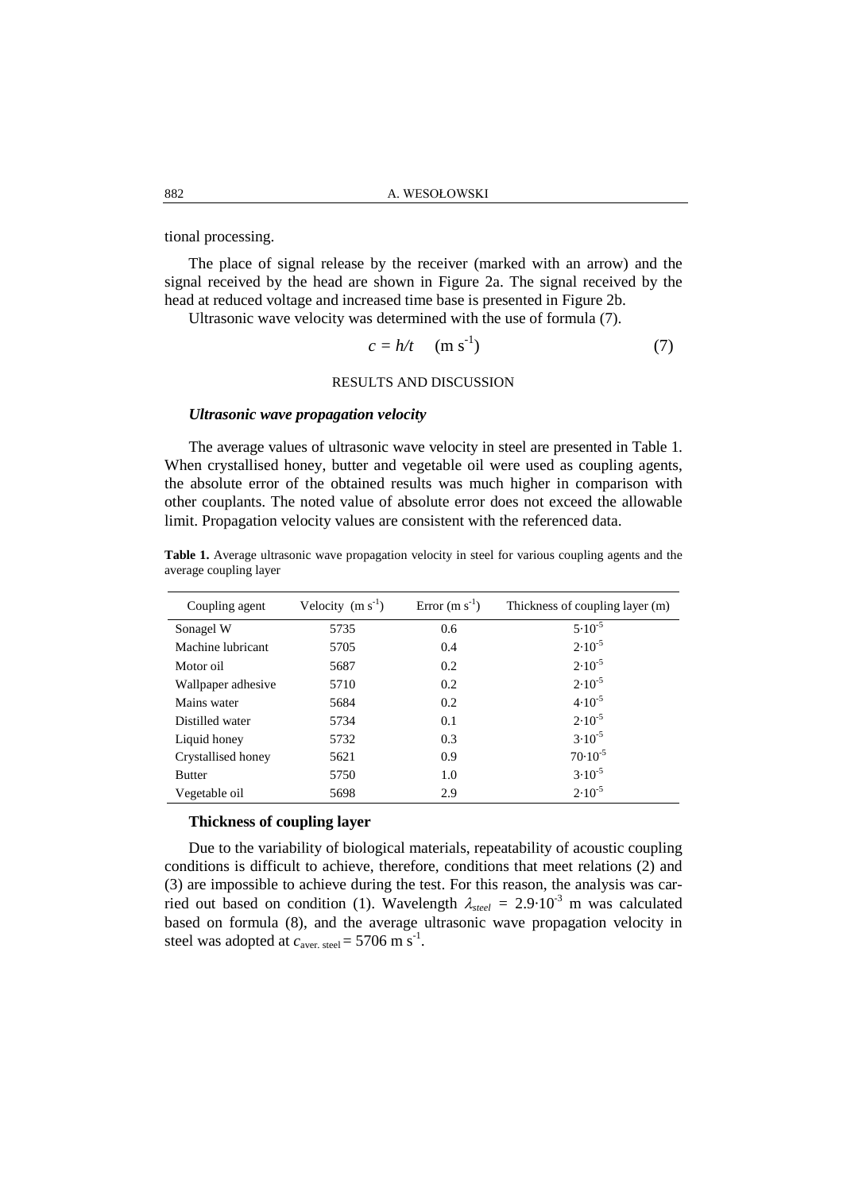tional processing.

The place of signal release by the receiver (marked with an arrow) and the signal received by the head are shown in Figure 2a. The signal received by the head at reduced voltage and increased time base is presented in Figure 2b.

Ultrasonic wave velocity was determined with the use of formula (7).

$$c = h/t \quad (\mathrm{m\ s^{-1}}) \tag{7}$$

## RESULTS AND DISCUSSION

### *Ultrasonic wave propagation velocity*

The average values of ultrasonic wave velocity in steel are presented in Table 1. When crystallised honey, butter and vegetable oil were used as coupling agents, the absolute error of the obtained results was much higher in comparison with other couplants. The noted value of absolute error does not exceed the allowable limit. Propagation velocity values are consistent with the referenced data.

**Table 1.** Average ultrasonic wave propagation velocity in steel for various coupling agents and the average coupling layer

| Coupling agent | Velocity ($\mathrm{m\ s^{-1}}$) | Error ($\mathrm{m\ s^{-1}}$) | Thickness of coupling layer (m) |
|---|---|---|---|
| Sonagel W | 5735 | 0.6 | $5 \cdot 10^{-5}$ |
| Machine lubricant | 5705 | 0.4 | $2 \cdot 10^{-5}$ |
| Motor oil | 5687 | 0.2 | $2 \cdot 10^{-5}$ |
| Wallpaper adhesive | 5710 | 0.2 | $2 \cdot 10^{-5}$ |
| Mains water | 5684 | 0.2 | $4 \cdot 10^{-5}$ |
| Distilled water | 5734 | 0.1 | $2 \cdot 10^{-5}$ |
| Liquid honey | 5732 | 0.3 | $3 \cdot 10^{-5}$ |
| Crystallised honey | 5621 | 0.9 | $70 \cdot 10^{-5}$ |
| Butter | 5750 | 1.0 | $3 \cdot 10^{-5}$ |
| Vegetable oil | 5698 | 2.9 | $2 \cdot 10^{-5}$ |

### Thickness of coupling layer

Due to the variability of biological materials, repeatability of acoustic coupling conditions is difficult to achieve, therefore, conditions that meet relations (2) and (3) are impossible to achieve during the test. For this reason, the analysis was carried out based on condition (1). Wavelength $\lambda_{steel} = 2.9 \cdot 10^{-3}$ m was calculated based on formula (8), and the average ultrasonic wave propagation velocity in steel was adopted at $c_{\mathrm{aver.\ steel}} = 5706\ \mathrm{m\ s^{-1}}$.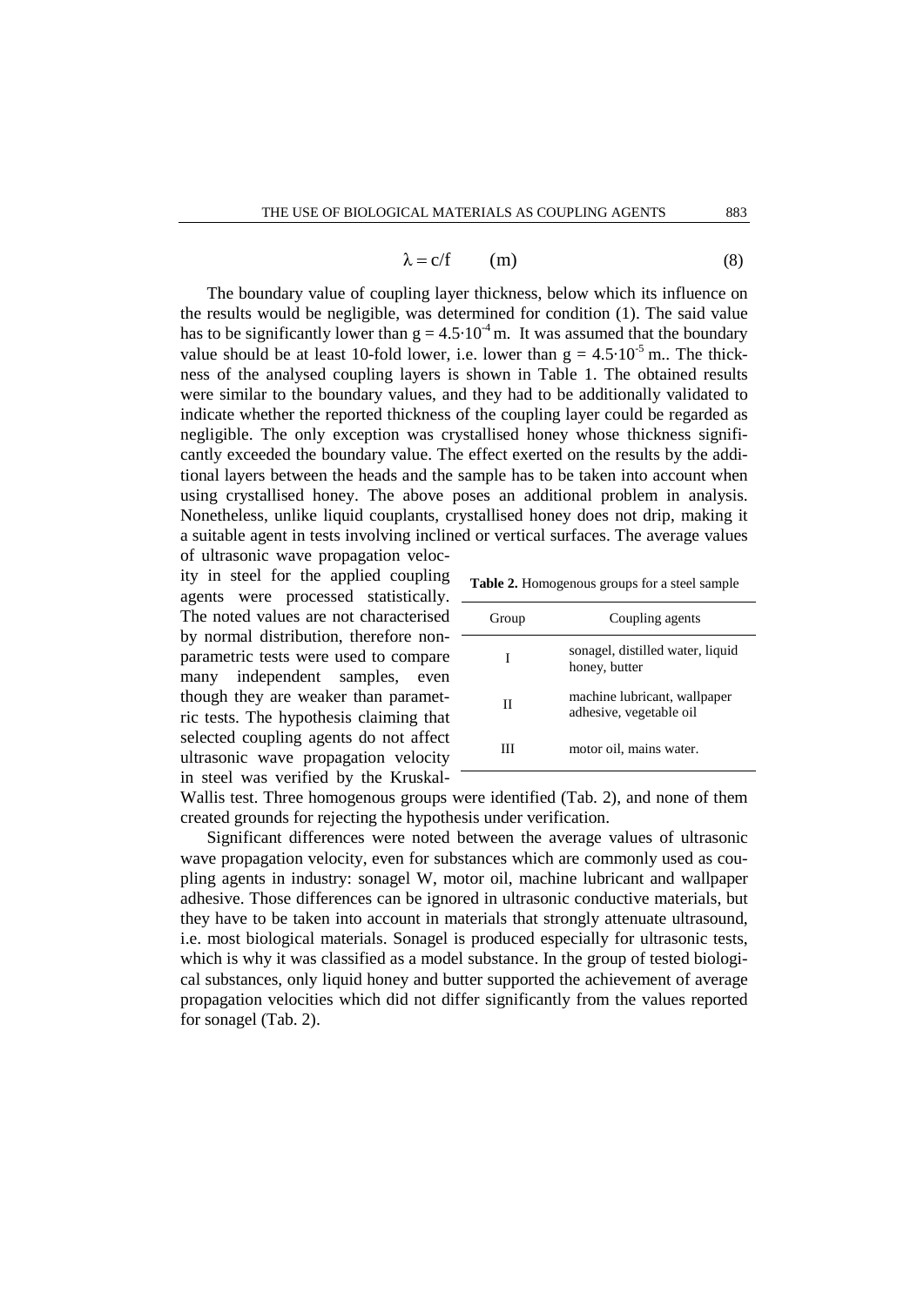$$\lambda = c/f \qquad \text{(m)} \qquad (8)$$

The boundary value of coupling layer thickness, below which its influence on the results would be negligible, was determined for condition (1). The said value has to be significantly lower than $g = 4.5 \cdot 10^{-4}$ m. It was assumed that the boundary value should be at least 10-fold lower, i.e. lower than $g = 4.5 \cdot 10^{-5}$ m.. The thickness of the analysed coupling layers is shown in Table 1. The obtained results were similar to the boundary values, and they had to be additionally validated to indicate whether the reported thickness of the coupling layer could be regarded as negligible. The only exception was crystallised honey whose thickness significantly exceeded the boundary value. The effect exerted on the results by the additional layers between the heads and the sample has to be taken into account when using crystallised honey. The above poses an additional problem in analysis. Nonetheless, unlike liquid couplants, crystallised honey does not drip, making it a suitable agent in tests involving inclined or vertical surfaces. The average values of ultrasonic wave propagation velocity in steel for the applied coupling agents were processed statistically. The noted values are not characterised by normal distribution, therefore non-parametric tests were used to compare many independent samples, even though they are weaker than parametric tests. The hypothesis claiming that selected coupling agents do not affect ultrasonic wave propagation velocity in steel was verified by the Kruskal-Wallis test. Three homogenous groups were identified (Tab. 2), and none of them created grounds for rejecting the hypothesis under verification.

**Table 2.** Homogenous groups for a steel sample

| Group | Coupling agents |
|---|---|
| I | sonagel, distilled water, liquid honey, butter |
| II | machine lubricant, wallpaper adhesive, vegetable oil |
| III | motor oil, mains water. |

Significant differences were noted between the average values of ultrasonic wave propagation velocity, even for substances which are commonly used as coupling agents in industry: sonagel W, motor oil, machine lubricant and wallpaper adhesive. Those differences can be ignored in ultrasonic conductive materials, but they have to be taken into account in materials that strongly attenuate ultrasound, i.e. most biological materials. Sonagel is produced especially for ultrasonic tests, which is why it was classified as a model substance. In the group of tested biological substances, only liquid honey and butter supported the achievement of average propagation velocities which did not differ significantly from the values reported for sonagel (Tab. 2).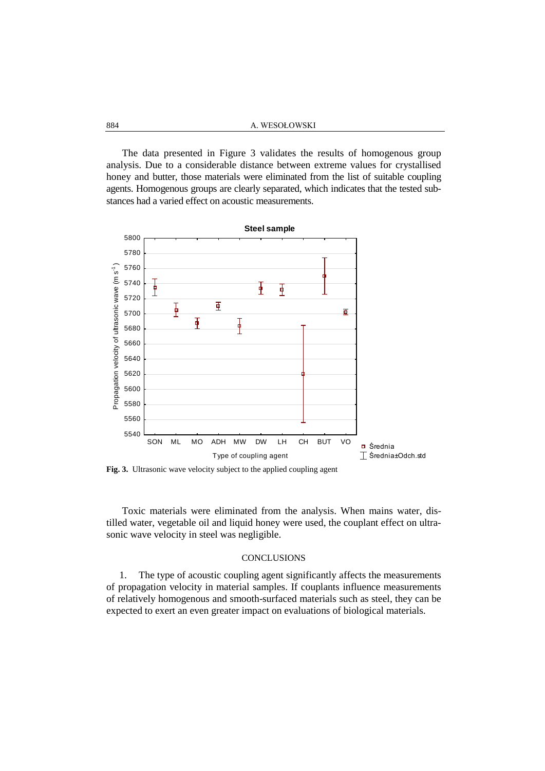The data presented in Figure 3 validates the results of homogenous group analysis. Due to a considerable distance between extreme values for crystallised honey and butter, those materials were eliminated from the list of suitable coupling agents. Homogenous groups are clearly separated, which indicates that the tested substances had a varied effect on acoustic measurements.

**Fig. 3.** Ultrasonic wave velocity subject to the applied coupling agent

Toxic materials were eliminated from the analysis. When mains water, distilled water, vegetable oil and liquid honey were used, the couplant effect on ultrasonic wave velocity in steel was negligible.

## CONCLUSIONS

1. The type of acoustic coupling agent significantly affects the measurements of propagation velocity in material samples. If couplants influence measurements of relatively homogenous and smooth-surfaced materials such as steel, they can be expected to exert an even greater impact on evaluations of biological materials.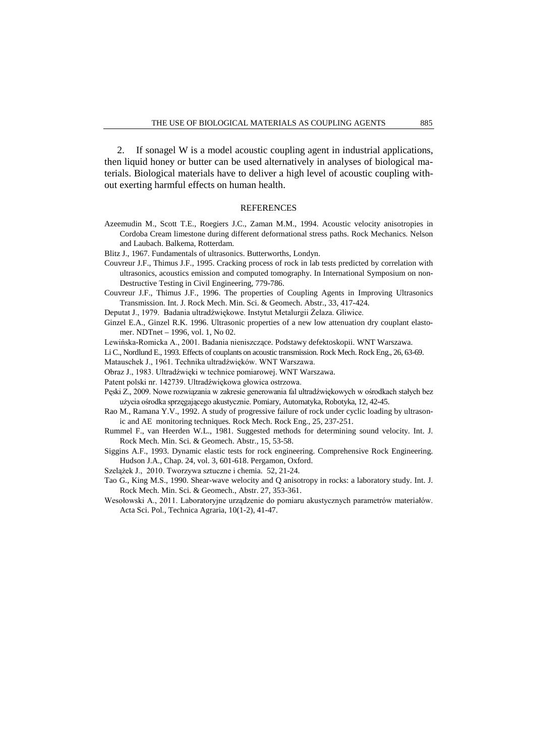2. If sonagel W is a model acoustic coupling agent in industrial applications, then liquid honey or butter can be used alternatively in analyses of biological materials. Biological materials have to deliver a high level of acoustic coupling without exerting harmful effects on human health.

## REFERENCES

Azeemudin M., Scott T.E., Roegiers J.C., Zaman M.M., 1994. Acoustic velocity anisotropies in Cordoba Cream limestone during different deformational stress paths. Rock Mechanics. Nelson and Laubach. Balkema, Rotterdam.

Blitz J., 1967. Fundamentals of ultrasonics. Butterworths, Londyn.

Couvreur J.F., Thimus J.F., 1995. Cracking process of rock in lab tests predicted by correlation with ultrasonics, acoustics emission and computed tomography. In International Symposium on non-Destructive Testing in Civil Engineering, 779-786.

Couvreur J.F., Thimus J.F., 1996. The properties of Coupling Agents in Improving Ultrasonics Transmission. Int. J. Rock Mech. Min. Sci. & Geomech. Abstr., 33, 417-424.

Deputat J., 1979. Badania ultradźwiękowe. Instytut Metalurgii Żelaza. Gliwice.

Ginzel E.A., Ginzel R.K. 1996. Ultrasonic properties of a new low attenuation dry couplant elastomer. NDTnet – 1996, vol. 1, No 02.

Lewińska-Romicka A., 2001. Badania nieniszczące. Podstawy defektoskopii. WNT Warszawa.

Li C., Nordlund E., 1993. Effects of couplants on acoustic transmission. Rock Mech. Rock Eng., 26, 63-69.

Matauschek J., 1961. Technika ultradźwięków. WNT Warszawa.

Obraz J., 1983. Ultradźwięki w technice pomiarowej. WNT Warszawa.

Patent polski nr. 142739. Ultradźwiękowa głowica ostrzowa.

Pęski Z., 2009. Nowe rozwiązania w zakresie generowania fal ultradźwiękowych w ośrodkach stałych bez użycia ośrodka sprzęgającego akustycznie. Pomiary, Automatyka, Robotyka, 12, 42-45.

Rao M., Ramana Y.V., 1992. A study of progressive failure of rock under cyclic loading by ultrasonic and AE monitoring techniques. Rock Mech. Rock Eng., 25, 237-251.

Rummel F., van Heerden W.L., 1981. Suggested methods for determining sound velocity. Int. J. Rock Mech. Min. Sci. & Geomech. Abstr., 15, 53-58.

Siggins A.F., 1993. Dynamic elastic tests for rock engineering. Comprehensive Rock Engineering. Hudson J.A., Chap. 24, vol. 3, 601-618. Pergamon, Oxford.

Szelążek J., 2010. Tworzywa sztuczne i chemia. 52, 21-24.

Tao G., King M.S., 1990. Shear-wave welocity and Q anisotropy in rocks: a laboratory study. Int. J. Rock Mech. Min. Sci. & Geomech., Abstr. 27, 353-361.

Wesołowski A., 2011. Laboratoryjne urządzenie do pomiaru akustycznych parametrów materiałów. Acta Sci. Pol., Technica Agraria, 10(1-2), 41-47.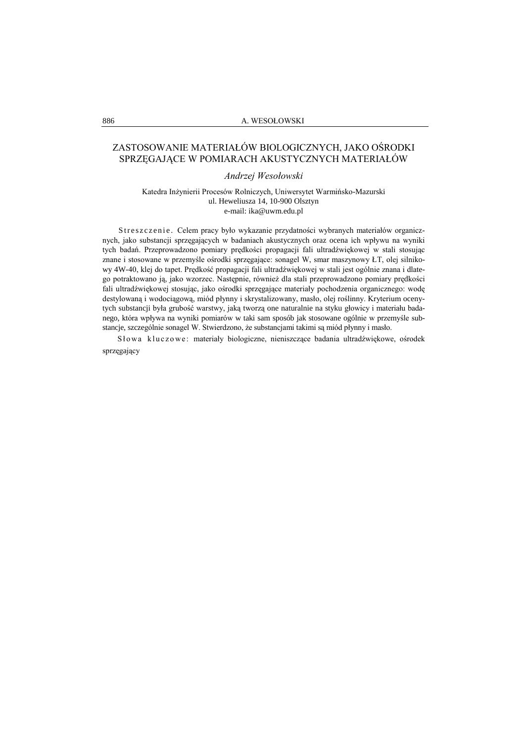# ZASTOSOWANIE MATERIAŁÓW BIOLOGICZNYCH, JAKO OŚRODKI SPRZĘGAJĄCE W POMIARACH AKUSTYCZNYCH MATERIAŁÓW

*Andrzej Wesołowski*

Katedra Inżynierii Procesów Rolniczych, Uniwersytet Warmińsko-Mazurski
ul. Heweliusza 14, 10-900 Olsztyn
e-mail: ika@uwm.edu.pl

Streszczenie. Celem pracy było wykazanie przydatności wybranych materiałów organicznych, jako substancji sprzęgających w badaniach akustycznych oraz ocena ich wpływu na wyniki tych badań. Przeprowadzono pomiary prędkości propagacji fali ultradźwiękowej w stali stosując znane i stosowane w przemyśle ośrodki sprzęgające: sonagel W, smar maszynowy ŁT, olej silnikowy 4W-40, klej do tapet. Prędkość propagacji fali ultradźwiękowej w stali jest ogólnie znana i dlatego potraktowano ją, jako wzorzec. Następnie, również dla stali przeprowadzono pomiary prędkości fali ultradźwiękowej stosując, jako ośrodki sprzęgające materiały pochodzenia organicznego: wodę destylowaną i wodociągową, miód płynny i skrystalizowany, masło, olej roślinny. Kryterium oceny tych substancji była grubość warstwy, jaką tworzą one naturalnie na styku głowicy i materiału badanego, która wpływa na wyniki pomiarów w taki sam sposób jak stosowane ogólnie w przemyśle substancje, szczególnie sonagel W. Stwierdzono, że substancjami takimi są miód płynny i masło.

Słowa kluczowe: materiały biologiczne, nieniszczące badania ultradźwiękowe, ośrodek sprzęgający